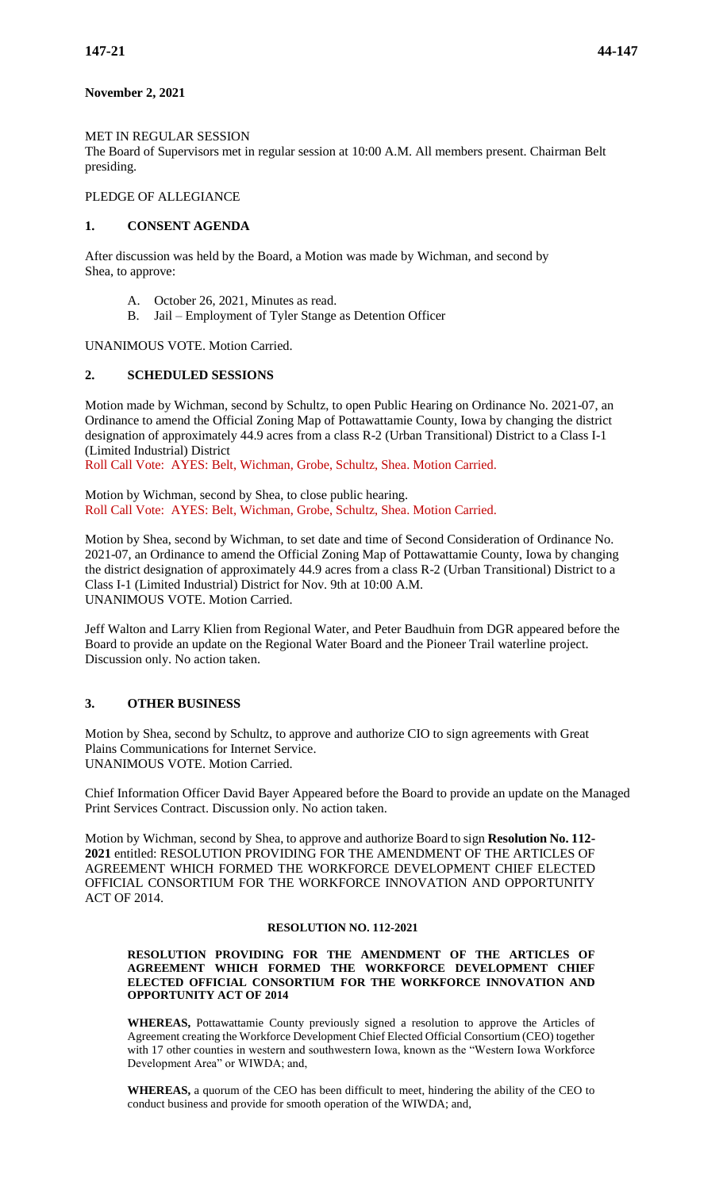**November 2, 2021**

MET IN REGULAR SESSION
The Board of Supervisors met in regular session at 10:00 A.M. All members present. Chairman Belt presiding.

PLEDGE OF ALLEGIANCE

## 1. CONSENT AGENDA

After discussion was held by the Board, a Motion was made by Wichman, and second by Shea, to approve:

A. October 26, 2021, Minutes as read.
B. Jail – Employment of Tyler Stange as Detention Officer

UNANIMOUS VOTE. Motion Carried.

## 2. SCHEDULED SESSIONS

Motion made by Wichman, second by Schultz, to open Public Hearing on Ordinance No. 2021-07, an Ordinance to amend the Official Zoning Map of Pottawattamie County, Iowa by changing the district designation of approximately 44.9 acres from a class R-2 (Urban Transitional) District to a Class I-1 (Limited Industrial) District
Roll Call Vote: AYES: Belt, Wichman, Grobe, Schultz, Shea. Motion Carried.

Motion by Wichman, second by Shea, to close public hearing.
Roll Call Vote: AYES: Belt, Wichman, Grobe, Schultz, Shea. Motion Carried.

Motion by Shea, second by Wichman, to set date and time of Second Consideration of Ordinance No. 2021-07, an Ordinance to amend the Official Zoning Map of Pottawattamie County, Iowa by changing the district designation of approximately 44.9 acres from a class R-2 (Urban Transitional) District to a Class I-1 (Limited Industrial) District for Nov. 9th at 10:00 A.M.
UNANIMOUS VOTE. Motion Carried.

Jeff Walton and Larry Klien from Regional Water, and Peter Baudhuin from DGR appeared before the Board to provide an update on the Regional Water Board and the Pioneer Trail waterline project. Discussion only. No action taken.

## 3. OTHER BUSINESS

Motion by Shea, second by Schultz, to approve and authorize CIO to sign agreements with Great Plains Communications for Internet Service.
UNANIMOUS VOTE. Motion Carried.

Chief Information Officer David Bayer Appeared before the Board to provide an update on the Managed Print Services Contract. Discussion only. No action taken.

Motion by Wichman, second by Shea, to approve and authorize Board to sign **Resolution No. 112-2021** entitled: RESOLUTION PROVIDING FOR THE AMENDMENT OF THE ARTICLES OF AGREEMENT WHICH FORMED THE WORKFORCE DEVELOPMENT CHIEF ELECTED OFFICIAL CONSORTIUM FOR THE WORKFORCE INNOVATION AND OPPORTUNITY ACT OF 2014.

**RESOLUTION NO. 112-2021**

**RESOLUTION PROVIDING FOR THE AMENDMENT OF THE ARTICLES OF AGREEMENT WHICH FORMED THE WORKFORCE DEVELOPMENT CHIEF ELECTED OFFICIAL CONSORTIUM FOR THE WORKFORCE INNOVATION AND OPPORTUNITY ACT OF 2014**

**WHEREAS,** Pottawattamie County previously signed a resolution to approve the Articles of Agreement creating the Workforce Development Chief Elected Official Consortium (CEO) together with 17 other counties in western and southwestern Iowa, known as the "Western Iowa Workforce Development Area" or WIWDA; and,

**WHEREAS,** a quorum of the CEO has been difficult to meet, hindering the ability of the CEO to conduct business and provide for smooth operation of the WIWDA; and,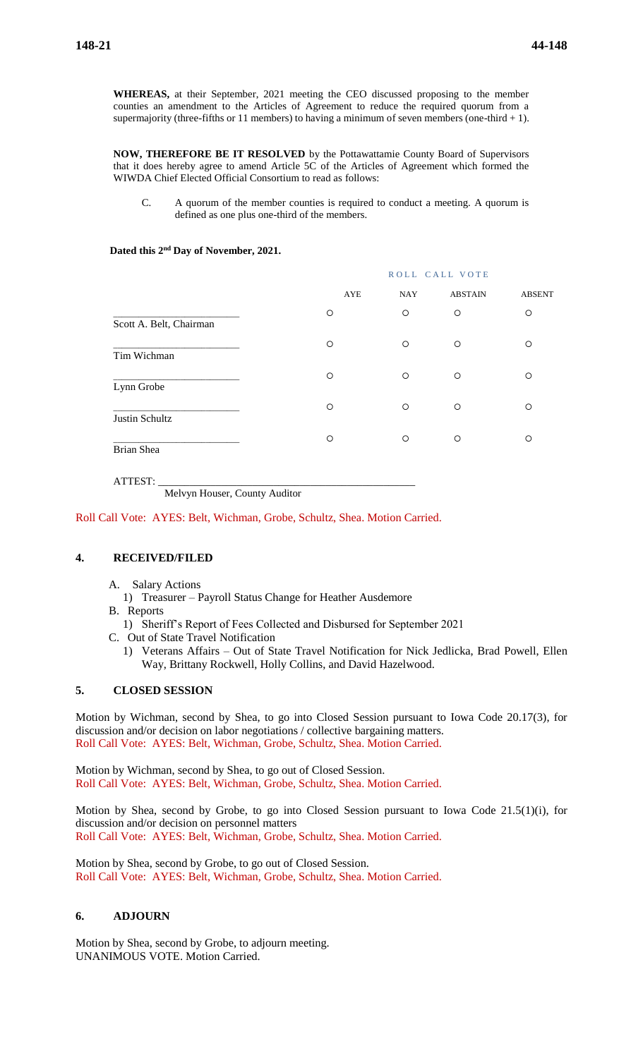**WHEREAS,** at their September, 2021 meeting the CEO discussed proposing to the member counties an amendment to the Articles of Agreement to reduce the required quorum from a supermajority (three-fifths or 11 members) to having a minimum of seven members (one-third + 1).

**NOW, THEREFORE BE IT RESOLVED** by the Pottawattamie County Board of Supervisors that it does hereby agree to amend Article 5C of the Articles of Agreement which formed the WIWDA Chief Elected Official Consortium to read as follows:

C. A quorum of the member counties is required to conduct a meeting. A quorum is defined as one plus one-third of the members.

**Dated this 2nd Day of November, 2021.**

ROLL CALL VOTE

| | AYE | NAY | ABSTAIN | ABSENT |
|---|---|---|---|---|
| Scott A. Belt, Chairman | ○ | ○ | ○ | ○ |
| Tim Wichman | ○ | ○ | ○ | ○ |
| Lynn Grobe | ○ | ○ | ○ | ○ |
| Justin Schultz | ○ | ○ | ○ | ○ |
| Brian Shea | ○ | ○ | ○ | ○ |

ATTEST: ______________________________
Melvyn Houser, County Auditor

Roll Call Vote: AYES: Belt, Wichman, Grobe, Schultz, Shea. Motion Carried.

## 4. RECEIVED/FILED

A. Salary Actions
   1) Treasurer – Payroll Status Change for Heather Ausdemore

B. Reports
   1) Sheriff's Report of Fees Collected and Disbursed for September 2021

C. Out of State Travel Notification
   1) Veterans Affairs – Out of State Travel Notification for Nick Jedlicka, Brad Powell, Ellen Way, Brittany Rockwell, Holly Collins, and David Hazelwood.

## 5. CLOSED SESSION

Motion by Wichman, second by Shea, to go into Closed Session pursuant to Iowa Code 20.17(3), for discussion and/or decision on labor negotiations / collective bargaining matters.
Roll Call Vote: AYES: Belt, Wichman, Grobe, Schultz, Shea. Motion Carried.

Motion by Wichman, second by Shea, to go out of Closed Session.
Roll Call Vote: AYES: Belt, Wichman, Grobe, Schultz, Shea. Motion Carried.

Motion by Shea, second by Grobe, to go into Closed Session pursuant to Iowa Code 21.5(1)(i), for discussion and/or decision on personnel matters
Roll Call Vote: AYES: Belt, Wichman, Grobe, Schultz, Shea. Motion Carried.

Motion by Shea, second by Grobe, to go out of Closed Session.
Roll Call Vote: AYES: Belt, Wichman, Grobe, Schultz, Shea. Motion Carried.

## 6. ADJOURN

Motion by Shea, second by Grobe, to adjourn meeting.
UNANIMOUS VOTE. Motion Carried.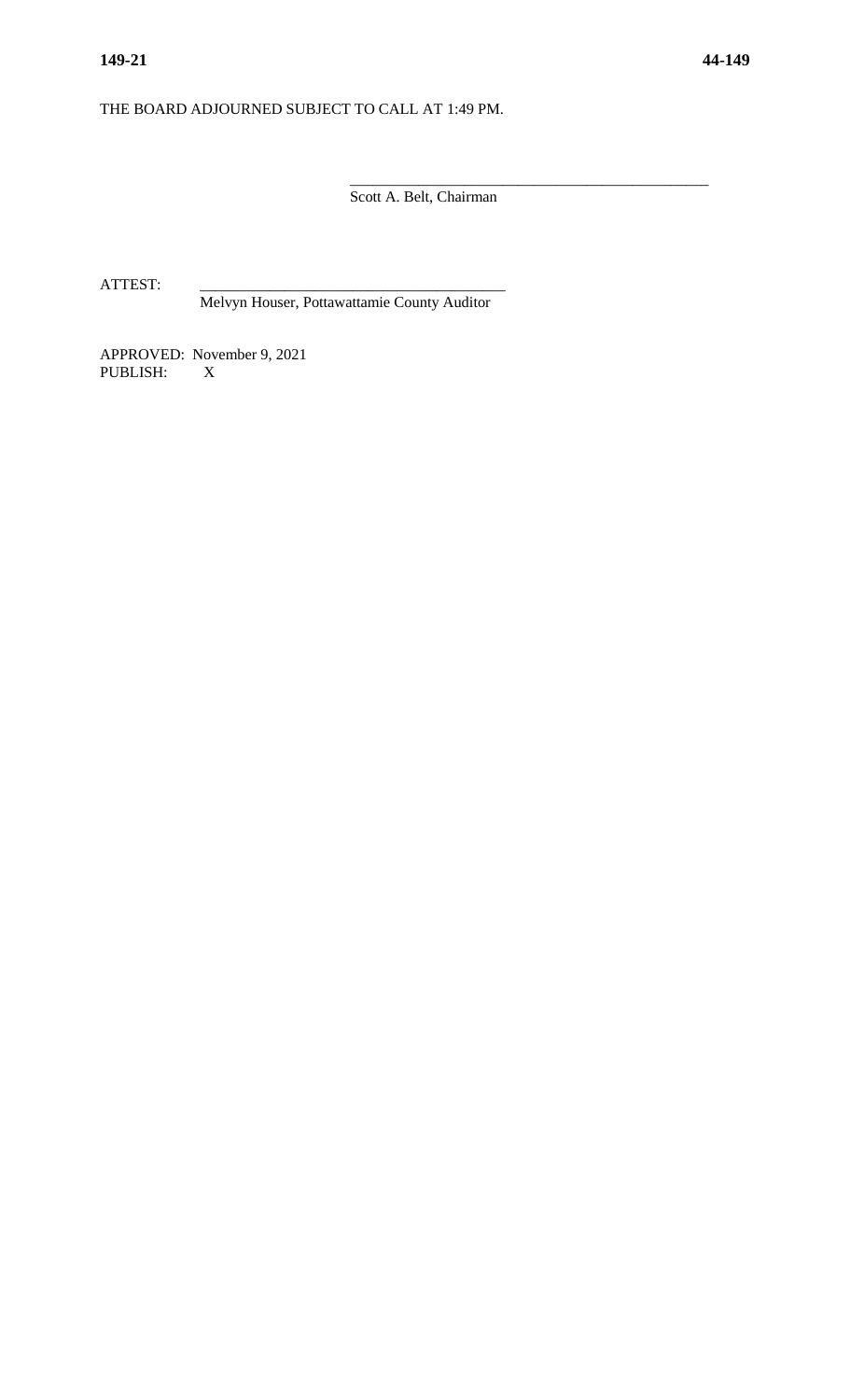THE BOARD ADJOURNED SUBJECT TO CALL AT 1:49 PM.

\_\_\_\_\_\_\_\_\_\_\_\_\_\_\_\_\_\_\_\_\_\_\_\_\_\_\_\_\_\_\_\_\_\_\_\_\_\_\_\_\_\_\_\_\_\_\_\_
Scott A. Belt, Chairman

ATTEST: \_\_\_\_\_\_\_\_\_\_\_\_\_\_\_\_\_\_\_\_\_\_\_\_\_\_\_\_\_\_\_\_\_\_\_\_\_\_\_\_
Melvyn Houser, Pottawattamie County Auditor

APPROVED: November 9, 2021
PUBLISH: X